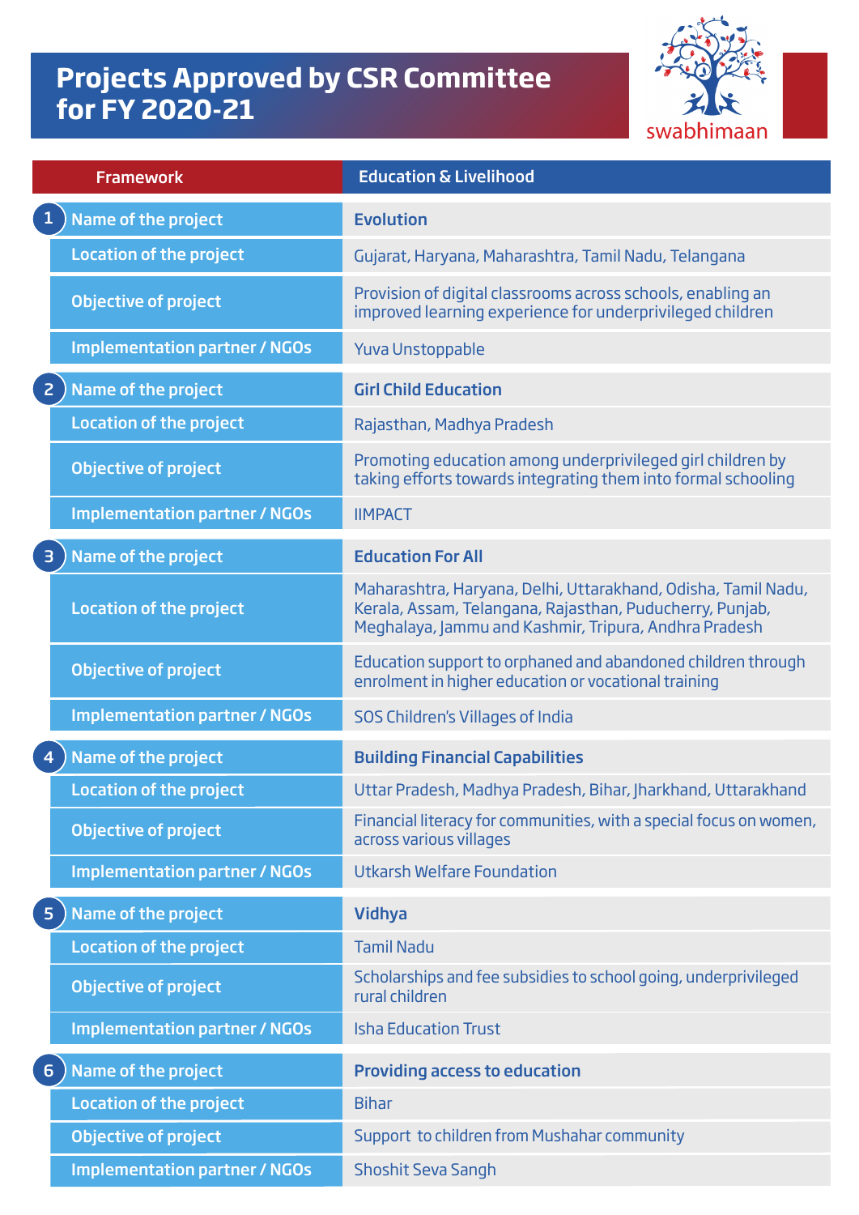# Projects Approved by CSR Committee for FY 2020-21

swabhimaan

| Framework | Education & Livelihood |
|---|---|
| **1** Name of the project | **Evolution** |
| Location of the project | Gujarat, Haryana, Maharashtra, Tamil Nadu, Telangana |
| Objective of project | Provision of digital classrooms across schools, enabling an improved learning experience for underprivileged children |
| Implementation partner / NGOs | Yuva Unstoppable |
| **2** Name of the project | **Girl Child Education** |
| Location of the project | Rajasthan, Madhya Pradesh |
| Objective of project | Promoting education among underprivileged girl children by taking efforts towards integrating them into formal schooling |
| Implementation partner / NGOs | IIMPACT |
| **3** Name of the project | **Education For All** |
| Location of the project | Maharashtra, Haryana, Delhi, Uttarakhand, Odisha, Tamil Nadu, Kerala, Assam, Telangana, Rajasthan, Puducherry, Punjab, Meghalaya, Jammu and Kashmir, Tripura, Andhra Pradesh |
| Objective of project | Education support to orphaned and abandoned children through enrolment in higher education or vocational training |
| Implementation partner / NGOs | SOS Children's Villages of India |
| **4** Name of the project | **Building Financial Capabilities** |
| Location of the project | Uttar Pradesh, Madhya Pradesh, Bihar, Jharkhand, Uttarakhand |
| Objective of project | Financial literacy for communities, with a special focus on women, across various villages |
| Implementation partner / NGOs | Utkarsh Welfare Foundation |
| **5** Name of the project | **Vidhya** |
| Location of the project | Tamil Nadu |
| Objective of project | Scholarships and fee subsidies to school going, underprivileged rural children |
| Implementation partner / NGOs | Isha Education Trust |
| **6** Name of the project | **Providing access to education** |
| Location of the project | Bihar |
| Objective of project | Support to children from Mushahar community |
| Implementation partner / NGOs | Shoshit Seva Sangh |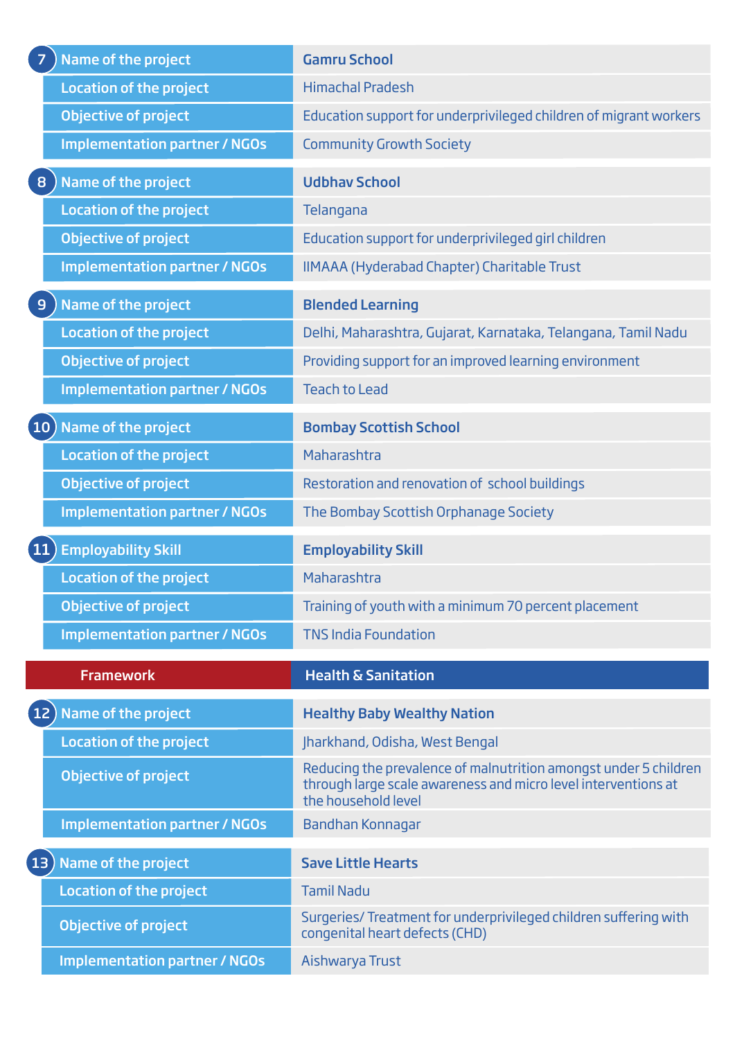| # | Field | Details |
|---|---|---|
| 7 | Name of the project | **Gamru School** |
| | Location of the project | Himachal Pradesh |
| | Objective of project | Education support for underprivileged children of migrant workers |
| | Implementation partner / NGOs | Community Growth Society |
| 8 | Name of the project | **Udbhav School** |
| | Location of the project | Telangana |
| | Objective of project | Education support for underprivileged girl children |
| | Implementation partner / NGOs | IIMAAA (Hyderabad Chapter) Charitable Trust |
| 9 | Name of the project | **Blended Learning** |
| | Location of the project | Delhi, Maharashtra, Gujarat, Karnataka, Telangana, Tamil Nadu |
| | Objective of project | Providing support for an improved learning environment |
| | Implementation partner / NGOs | Teach to Lead |
| 10 | Name of the project | **Bombay Scottish School** |
| | Location of the project | Maharashtra |
| | Objective of project | Restoration and renovation of school buildings |
| | Implementation partner / NGOs | The Bombay Scottish Orphanage Society |
| 11 | Employability Skill | **Employability Skill** |
| | Location of the project | Maharashtra |
| | Objective of project | Training of youth with a minimum 70 percent placement |
| | Implementation partner / NGOs | TNS India Foundation |

| Framework | Health & Sanitation |
|---|---|

| # | Field | Details |
|---|---|---|
| 12 | Name of the project | **Healthy Baby Wealthy Nation** |
| | Location of the project | Jharkhand, Odisha, West Bengal |
| | Objective of project | Reducing the prevalence of malnutrition amongst under 5 children through large scale awareness and micro level interventions at the household level |
| | Implementation partner / NGOs | Bandhan Konnagar |
| 13 | Name of the project | **Save Little Hearts** |
| | Location of the project | Tamil Nadu |
| | Objective of project | Surgeries/ Treatment for underprivileged children suffering with congenital heart defects (CHD) |
| | Implementation partner / NGOs | Aishwarya Trust |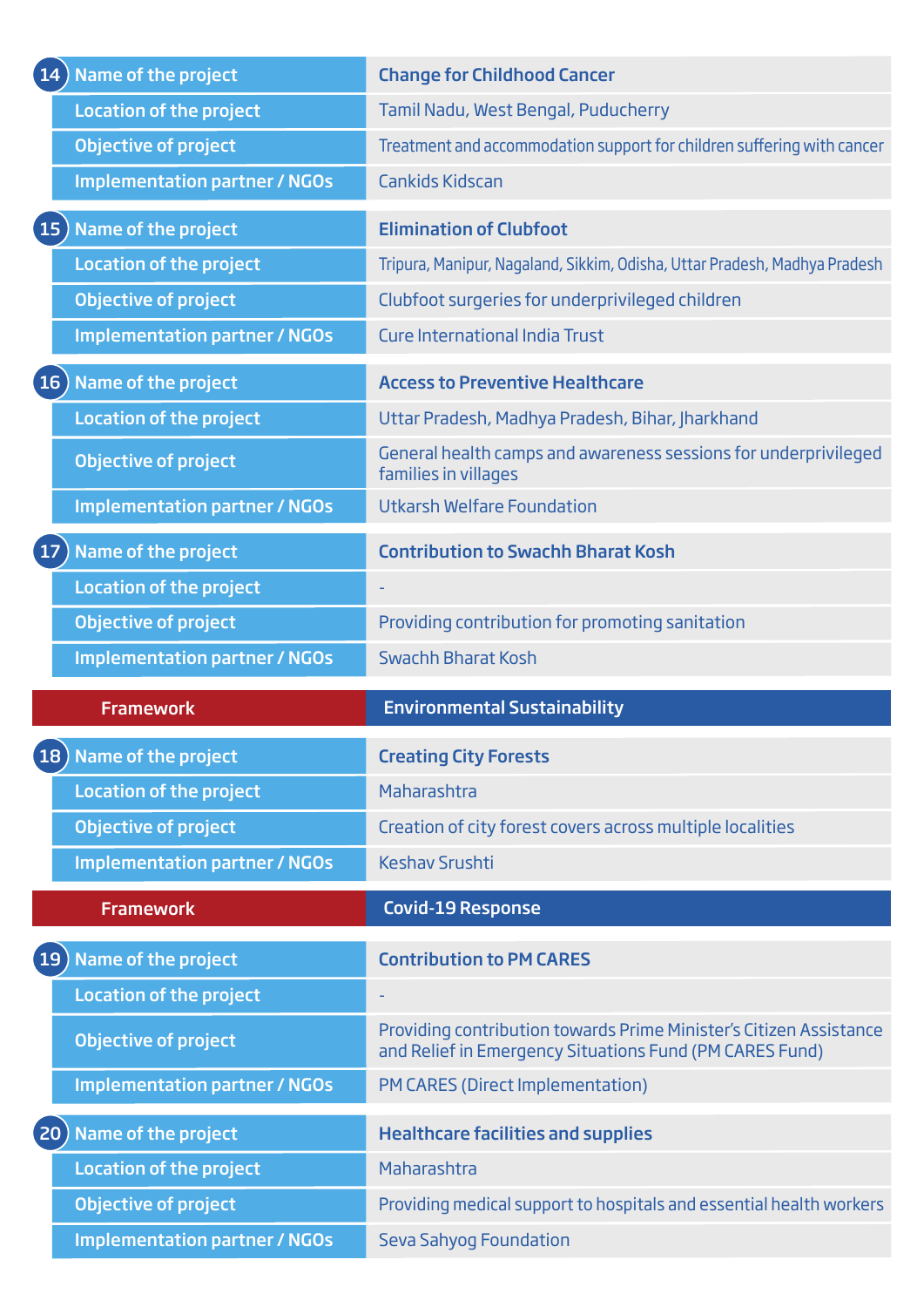| 14 | |
|---|---|
| Name of the project | **Change for Childhood Cancer** |
| Location of the project | Tamil Nadu, West Bengal, Puducherry |
| Objective of project | Treatment and accommodation support for children suffering with cancer |
| Implementation partner / NGOs | Cankids Kidscan |

| 15 | |
|---|---|
| Name of the project | **Elimination of Clubfoot** |
| Location of the project | Tripura, Manipur, Nagaland, Sikkim, Odisha, Uttar Pradesh, Madhya Pradesh |
| Objective of project | Clubfoot surgeries for underprivileged children |
| Implementation partner / NGOs | Cure International India Trust |

| 16 | |
|---|---|
| Name of the project | **Access to Preventive Healthcare** |
| Location of the project | Uttar Pradesh, Madhya Pradesh, Bihar, Jharkhand |
| Objective of project | General health camps and awareness sessions for underprivileged families in villages |
| Implementation partner / NGOs | Utkarsh Welfare Foundation |

| 17 | |
|---|---|
| Name of the project | **Contribution to Swachh Bharat Kosh** |
| Location of the project | - |
| Objective of project | Providing contribution for promoting sanitation |
| Implementation partner / NGOs | Swachh Bharat Kosh |

| Framework | Environmental Sustainability |
|---|---|

| 18 | |
|---|---|
| Name of the project | **Creating City Forests** |
| Location of the project | Maharashtra |
| Objective of project | Creation of city forest covers across multiple localities |
| Implementation partner / NGOs | Keshav Srushti |

| Framework | Covid-19 Response |
|---|---|

| 19 | |
|---|---|
| Name of the project | **Contribution to PM CARES** |
| Location of the project | - |
| Objective of project | Providing contribution towards Prime Minister's Citizen Assistance and Relief in Emergency Situations Fund (PM CARES Fund) |
| Implementation partner / NGOs | PM CARES (Direct Implementation) |

| 20 | |
|---|---|
| Name of the project | **Healthcare facilities and supplies** |
| Location of the project | Maharashtra |
| Objective of project | Providing medical support to hospitals and essential health workers |
| Implementation partner / NGOs | Seva Sahyog Foundation |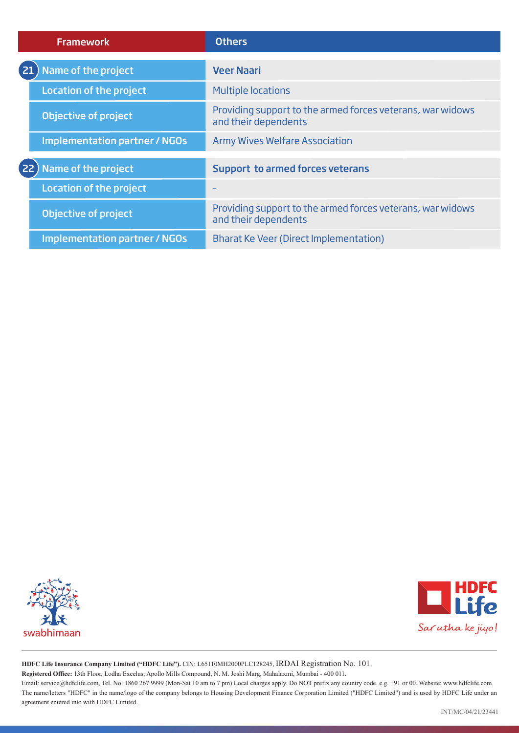| Framework | Others |
|---|---|
| 21 Name of the project | **Veer Naari** |
| Location of the project | Multiple locations |
| Objective of project | Providing support to the armed forces veterans, war widows and their dependents |
| Implementation partner / NGOs | Army Wives Welfare Association |
| 22 Name of the project | **Support to armed forces veterans** |
| Location of the project | - |
| Objective of project | Providing support to the armed forces veterans, war widows and their dependents |
| Implementation partner / NGOs | Bharat Ke Veer (Direct Implementation) |

swabhimaan

HDFC Life

*Sar utha ke jiyo!*

**HDFC Life Insurance Company Limited ("HDFC Life").** CIN: L65110MH2000PLC128245, IRDAI Registration No. 101.

**Registered Office:** 13th Floor, Lodha Excelus, Apollo Mills Compound, N. M. Joshi Marg, Mahalaxmi, Mumbai - 400 011.

Email: service@hdfclife.com, Tel. No: 1860 267 9999 (Mon-Sat 10 am to 7 pm) Local charges apply. Do NOT prefix any country code. e.g. +91 or 00. Website: www.hdfclife.com

The name/letters "HDFC" in the name/logo of the company belongs to Housing Development Finance Corporation Limited ("HDFC Limited") and is used by HDFC Life under an agreement entered into with HDFC Limited.

INT/MC/04/21/23441